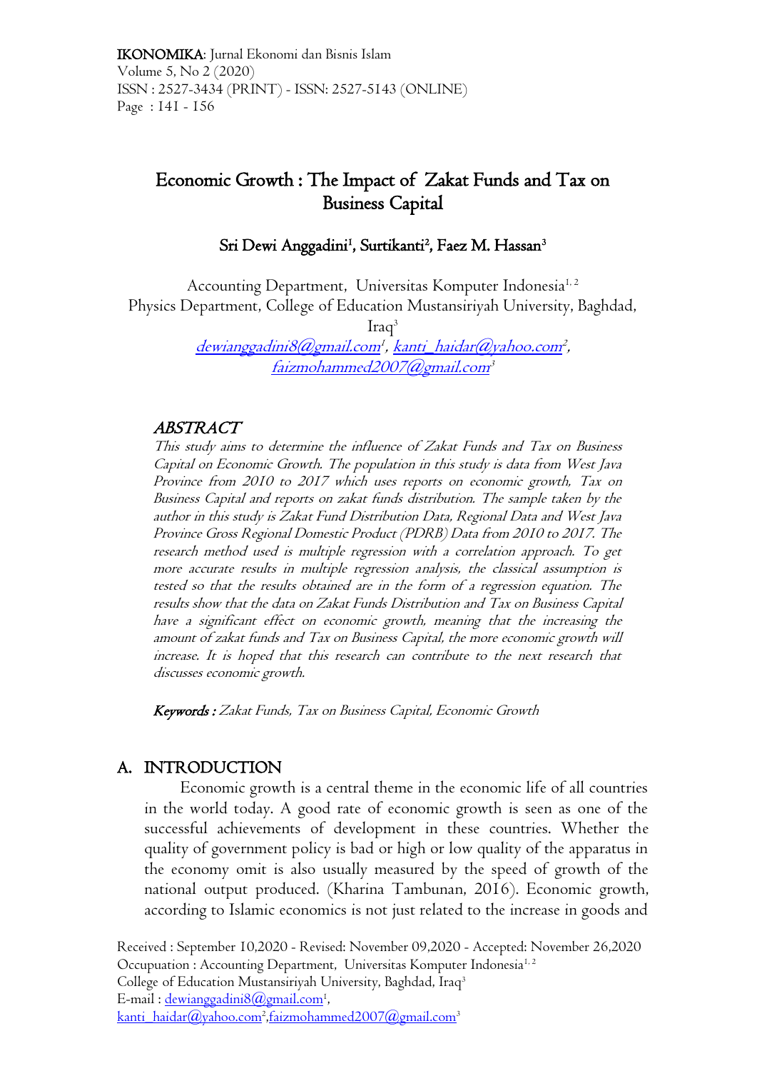# Economic Growth : The Impact of Zakat Funds and Tax on Business Capital

**Sri Dewi Anggadini[1], Surtikanti[2], Faez M. Hassan[3]**

Accounting Department, Universitas Komputer Indonesia[1, 2]
Physics Department, College of Education Mustansiriyah University, Baghdad, Iraq[3]
*dewianggadini8@gmail.com[1], kanti_haidar@yahoo.com[2], faizmohammed2007@gmail.com[3]*

## *ABSTRACT*

*This study aims to determine the influence of Zakat Funds and Tax on Business Capital on Economic Growth. The population in this study is data from West Java Province from 2010 to 2017 which uses reports on economic growth, Tax on Business Capital and reports on zakat funds distribution. The sample taken by the author in this study is Zakat Fund Distribution Data, Regional Data and West Java Province Gross Regional Domestic Product (PDRB) Data from 2010 to 2017. The research method used is multiple regression with a correlation approach. To get more accurate results in multiple regression analysis, the classical assumption is tested so that the results obtained are in the form of a regression equation. The results show that the data on Zakat Funds Distribution and Tax on Business Capital have a significant effect on economic growth, meaning that the increasing the amount of zakat funds and Tax on Business Capital, the more economic growth will increase. It is hoped that this research can contribute to the next research that discusses economic growth.*

***Keywords :*** *Zakat Funds, Tax on Business Capital, Economic Growth*

## A. INTRODUCTION

Economic growth is a central theme in the economic life of all countries in the world today. A good rate of economic growth is seen as one of the successful achievements of development in these countries. Whether the quality of government policy is bad or high or low quality of the apparatus in the economy omit is also usually measured by the speed of growth of the national output produced. (Kharina Tambunan, 2016). Economic growth, according to Islamic economics is not just related to the increase in goods and

Received : September 10,2020 - Revised: November 09,2020 - Accepted: November 26,2020
Occupation : Accounting Department, Universitas Komputer Indonesia[1, 2]
College of Education Mustansiriyah University, Baghdad, Iraq[3]
E-mail : dewianggadini8@gmail.com[1], kanti_haidar@yahoo.com[2], faizmohammed2007@gmail.com[3]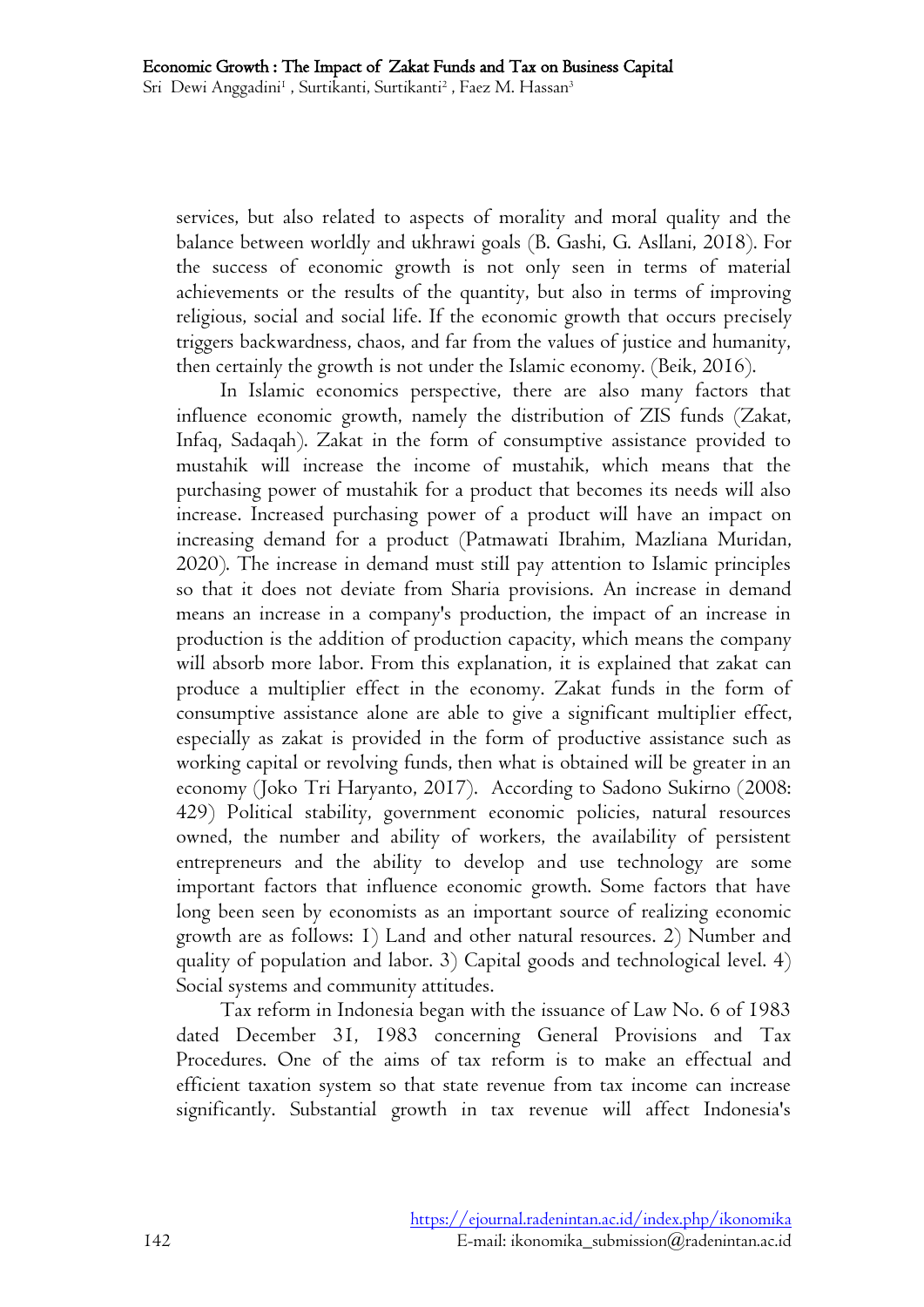services, but also related to aspects of morality and moral quality and the balance between worldly and ukhrawi goals (B. Gashi, G. Asllani, 2018). For the success of economic growth is not only seen in terms of material achievements or the results of the quantity, but also in terms of improving religious, social and social life. If the economic growth that occurs precisely triggers backwardness, chaos, and far from the values of justice and humanity, then certainly the growth is not under the Islamic economy. (Beik, 2016).

In Islamic economics perspective, there are also many factors that influence economic growth, namely the distribution of ZIS funds (Zakat, Infaq, Sadaqah). Zakat in the form of consumptive assistance provided to mustahik will increase the income of mustahik, which means that the purchasing power of mustahik for a product that becomes its needs will also increase. Increased purchasing power of a product will have an impact on increasing demand for a product (Patmawati Ibrahim, Mazliana Muridan, 2020). The increase in demand must still pay attention to Islamic principles so that it does not deviate from Sharia provisions. An increase in demand means an increase in a company's production, the impact of an increase in production is the addition of production capacity, which means the company will absorb more labor. From this explanation, it is explained that zakat can produce a multiplier effect in the economy. Zakat funds in the form of consumptive assistance alone are able to give a significant multiplier effect, especially as zakat is provided in the form of productive assistance such as working capital or revolving funds, then what is obtained will be greater in an economy (Joko Tri Haryanto, 2017). According to Sadono Sukirno (2008: 429) Political stability, government economic policies, natural resources owned, the number and ability of workers, the availability of persistent entrepreneurs and the ability to develop and use technology are some important factors that influence economic growth. Some factors that have long been seen by economists as an important source of realizing economic growth are as follows: 1) Land and other natural resources. 2) Number and quality of population and labor. 3) Capital goods and technological level. 4) Social systems and community attitudes.

Tax reform in Indonesia began with the issuance of Law No. 6 of 1983 dated December 31, 1983 concerning General Provisions and Tax Procedures. One of the aims of tax reform is to make an effectual and efficient taxation system so that state revenue from tax income can increase significantly. Substantial growth in tax revenue will affect Indonesia's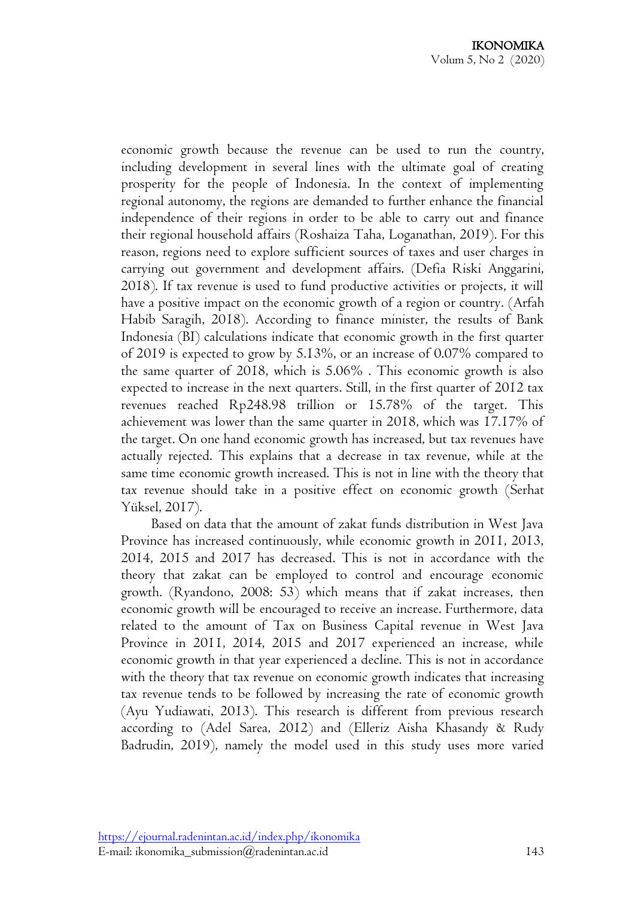economic growth because the revenue can be used to run the country, including development in several lines with the ultimate goal of creating prosperity for the people of Indonesia. In the context of implementing regional autonomy, the regions are demanded to further enhance the financial independence of their regions in order to be able to carry out and finance their regional household affairs (Roshaiza Taha, Loganathan, 2019). For this reason, regions need to explore sufficient sources of taxes and user charges in carrying out government and development affairs. (Defia Riski Anggarini, 2018). If tax revenue is used to fund productive activities or projects, it will have a positive impact on the economic growth of a region or country. (Arfah Habib Saragih, 2018). According to finance minister, the results of Bank Indonesia (BI) calculations indicate that economic growth in the first quarter of 2019 is expected to grow by 5.13%, or an increase of 0.07% compared to the same quarter of 2018, which is 5.06% . This economic growth is also expected to increase in the next quarters. Still, in the first quarter of 2012 tax revenues reached Rp248.98 trillion or 15.78% of the target. This achievement was lower than the same quarter in 2018, which was 17.17% of the target. On one hand economic growth has increased, but tax revenues have actually rejected. This explains that a decrease in tax revenue, while at the same time economic growth increased. This is not in line with the theory that tax revenue should take in a positive effect on economic growth (Serhat Yüksel, 2017).

Based on data that the amount of zakat funds distribution in West Java Province has increased continuously, while economic growth in 2011, 2013, 2014, 2015 and 2017 has decreased. This is not in accordance with the theory that zakat can be employed to control and encourage economic growth. (Ryandono, 2008: 53) which means that if zakat increases, then economic growth will be encouraged to receive an increase. Furthermore, data related to the amount of Tax on Business Capital revenue in West Java Province in 2011, 2014, 2015 and 2017 experienced an increase, while economic growth in that year experienced a decline. This is not in accordance with the theory that tax revenue on economic growth indicates that increasing tax revenue tends to be followed by increasing the rate of economic growth (Ayu Yudiawati, 2013). This research is different from previous research according to (Adel Sarea, 2012) and (Elleriz Aisha Khasandy & Rudy Badrudin, 2019), namely the model used in this study uses more varied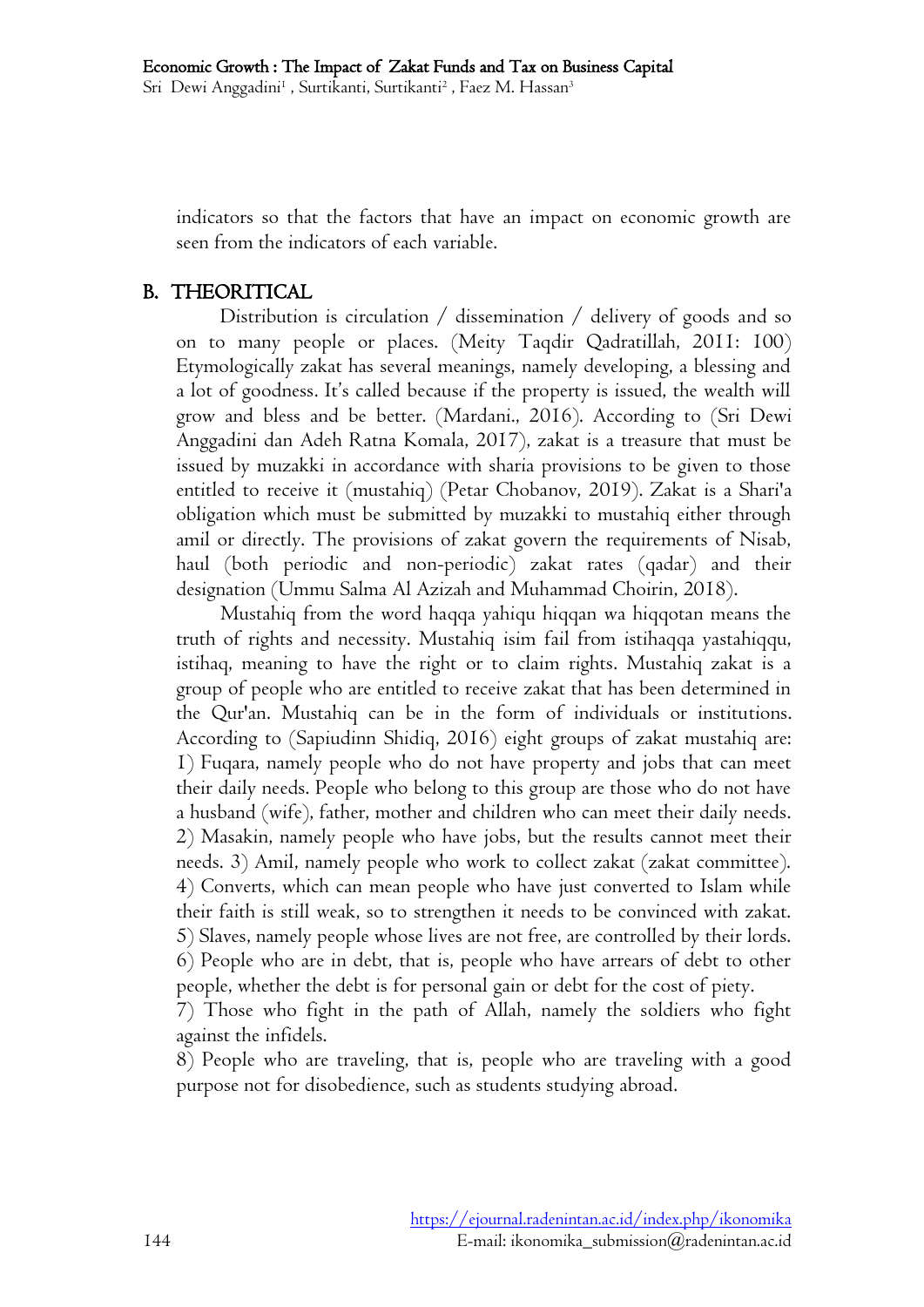indicators so that the factors that have an impact on economic growth are seen from the indicators of each variable.

## B. THEORITICAL

Distribution is circulation / dissemination / delivery of goods and so on to many people or places. (Meity Taqdir Qadratillah, 2011: 100) Etymologically zakat has several meanings, namely developing, a blessing and a lot of goodness. It's called because if the property is issued, the wealth will grow and bless and be better. (Mardani., 2016). According to (Sri Dewi Anggadini dan Adeh Ratna Komala, 2017), zakat is a treasure that must be issued by muzakki in accordance with sharia provisions to be given to those entitled to receive it (mustahiq) (Petar Chobanov, 2019). Zakat is a Shari'a obligation which must be submitted by muzakki to mustahiq either through amil or directly. The provisions of zakat govern the requirements of Nisab, haul (both periodic and non-periodic) zakat rates (qadar) and their designation (Ummu Salma Al Azizah and Muhammad Choirin, 2018).

Mustahiq from the word haqqa yahiqu hiqqan wa hiqqotan means the truth of rights and necessity. Mustahiq isim fail from istihaqqa yastahiqqu, istihaq, meaning to have the right or to claim rights. Mustahiq zakat is a group of people who are entitled to receive zakat that has been determined in the Qur'an. Mustahiq can be in the form of individuals or institutions. According to (Sapiudinn Shidiq, 2016) eight groups of zakat mustahiq are: 1) Fuqara, namely people who do not have property and jobs that can meet their daily needs. People who belong to this group are those who do not have a husband (wife), father, mother and children who can meet their daily needs. 2) Masakin, namely people who have jobs, but the results cannot meet their needs. 3) Amil, namely people who work to collect zakat (zakat committee). 4) Converts, which can mean people who have just converted to Islam while their faith is still weak, so to strengthen it needs to be convinced with zakat. 5) Slaves, namely people whose lives are not free, are controlled by their lords. 6) People who are in debt, that is, people who have arrears of debt to other people, whether the debt is for personal gain or debt for the cost of piety.
7) Those who fight in the path of Allah, namely the soldiers who fight against the infidels.
8) People who are traveling, that is, people who are traveling with a good purpose not for disobedience, such as students studying abroad.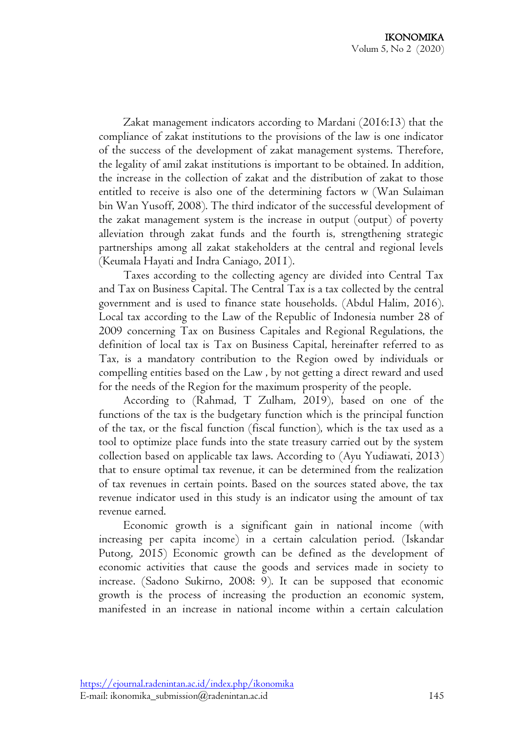Zakat management indicators according to Mardani (2016:13) that the compliance of zakat institutions to the provisions of the law is one indicator of the success of the development of zakat management systems. Therefore, the legality of amil zakat institutions is important to be obtained. In addition, the increase in the collection of zakat and the distribution of zakat to those entitled to receive is also one of the determining factors w (Wan Sulaiman bin Wan Yusoff, 2008). The third indicator of the successful development of the zakat management system is the increase in output (output) of poverty alleviation through zakat funds and the fourth is, strengthening strategic partnerships among all zakat stakeholders at the central and regional levels (Keumala Hayati and Indra Caniago, 2011).

Taxes according to the collecting agency are divided into Central Tax and Tax on Business Capital. The Central Tax is a tax collected by the central government and is used to finance state households. (Abdul Halim, 2016). Local tax according to the Law of the Republic of Indonesia number 28 of 2009 concerning Tax on Business Capitales and Regional Regulations, the definition of local tax is Tax on Business Capital, hereinafter referred to as Tax, is a mandatory contribution to the Region owed by individuals or compelling entities based on the Law , by not getting a direct reward and used for the needs of the Region for the maximum prosperity of the people.

According to (Rahmad, T Zulham, 2019), based on one of the functions of the tax is the budgetary function which is the principal function of the tax, or the fiscal function (fiscal function), which is the tax used as a tool to optimize place funds into the state treasury carried out by the system collection based on applicable tax laws. According to (Ayu Yudiawati, 2013) that to ensure optimal tax revenue, it can be determined from the realization of tax revenues in certain points. Based on the sources stated above, the tax revenue indicator used in this study is an indicator using the amount of tax revenue earned.

Economic growth is a significant gain in national income (with increasing per capita income) in a certain calculation period. (Iskandar Putong, 2015) Economic growth can be defined as the development of economic activities that cause the goods and services made in society to increase. (Sadono Sukirno, 2008: 9). It can be supposed that economic growth is the process of increasing the production an economic system, manifested in an increase in national income within a certain calculation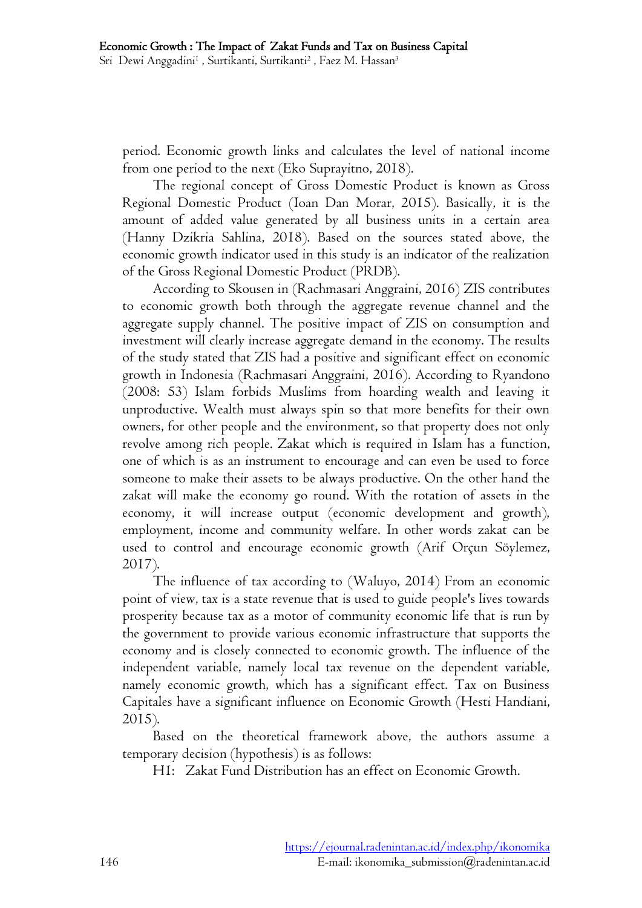period. Economic growth links and calculates the level of national income from one period to the next (Eko Suprayitno, 2018).

The regional concept of Gross Domestic Product is known as Gross Regional Domestic Product (Ioan Dan Morar, 2015). Basically, it is the amount of added value generated by all business units in a certain area (Hanny Dzikria Sahlina, 2018). Based on the sources stated above, the economic growth indicator used in this study is an indicator of the realization of the Gross Regional Domestic Product (PRDB).

According to Skousen in (Rachmasari Anggraini, 2016) ZIS contributes to economic growth both through the aggregate revenue channel and the aggregate supply channel. The positive impact of ZIS on consumption and investment will clearly increase aggregate demand in the economy. The results of the study stated that ZIS had a positive and significant effect on economic growth in Indonesia (Rachmasari Anggraini, 2016). According to Ryandono (2008: 53) Islam forbids Muslims from hoarding wealth and leaving it unproductive. Wealth must always spin so that more benefits for their own owners, for other people and the environment, so that property does not only revolve among rich people. Zakat which is required in Islam has a function, one of which is as an instrument to encourage and can even be used to force someone to make their assets to be always productive. On the other hand the zakat will make the economy go round. With the rotation of assets in the economy, it will increase output (economic development and growth), employment, income and community welfare. In other words zakat can be used to control and encourage economic growth (Arif Orçun Söylemez, 2017).

The influence of tax according to (Waluyo, 2014) From an economic point of view, tax is a state revenue that is used to guide people's lives towards prosperity because tax as a motor of community economic life that is run by the government to provide various economic infrastructure that supports the economy and is closely connected to economic growth. The influence of the independent variable, namely local tax revenue on the dependent variable, namely economic growth, which has a significant effect. Tax on Business Capitales have a significant influence on Economic Growth (Hesti Handiani, 2015).

Based on the theoretical framework above, the authors assume a temporary decision (hypothesis) is as follows:

H1: Zakat Fund Distribution has an effect on Economic Growth.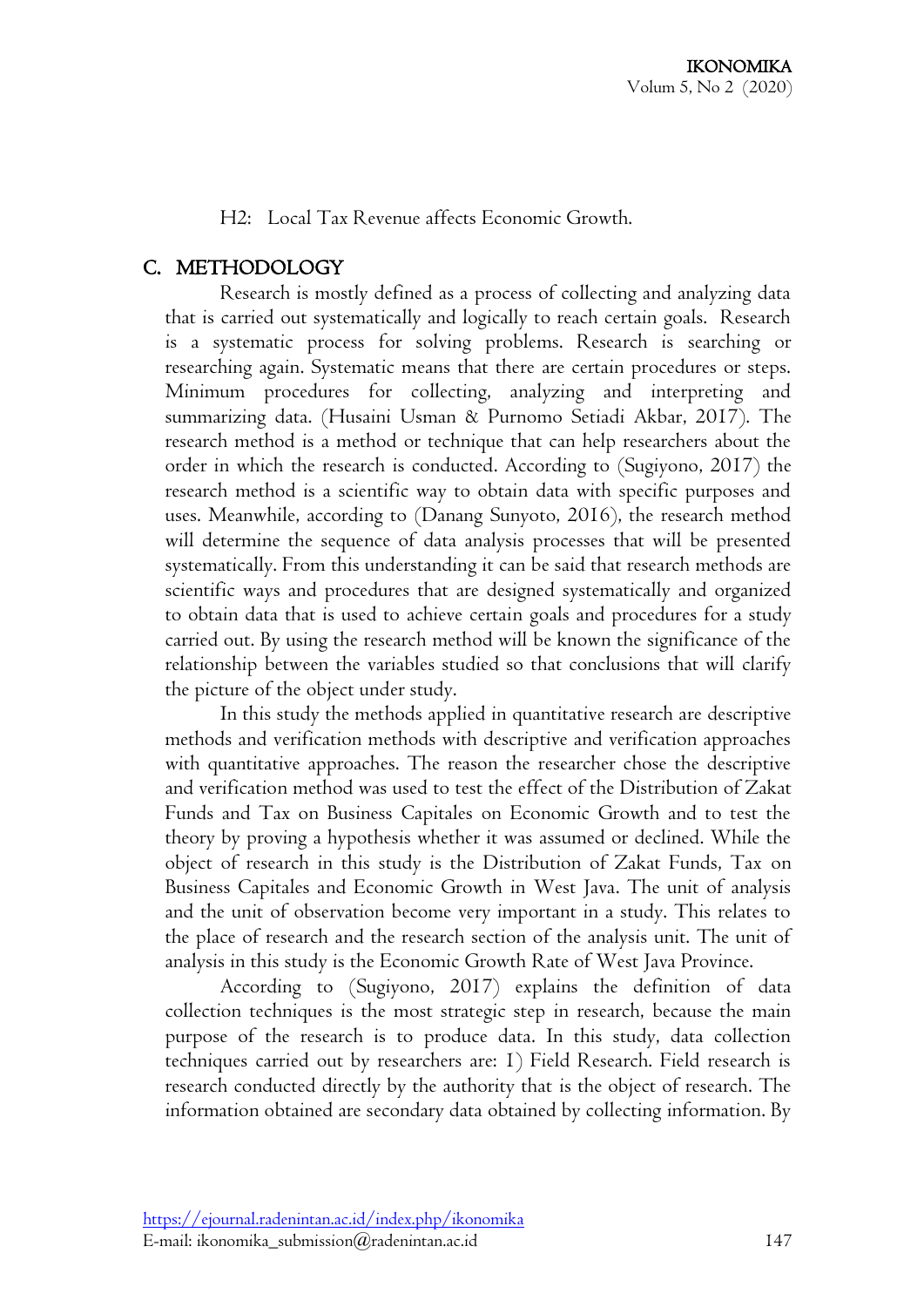H2: Local Tax Revenue affects Economic Growth.

## C. METHODOLOGY

Research is mostly defined as a process of collecting and analyzing data that is carried out systematically and logically to reach certain goals. Research is a systematic process for solving problems. Research is searching or researching again. Systematic means that there are certain procedures or steps. Minimum procedures for collecting, analyzing and interpreting and summarizing data. (Husaini Usman & Purnomo Setiadi Akbar, 2017). The research method is a method or technique that can help researchers about the order in which the research is conducted. According to (Sugiyono, 2017) the research method is a scientific way to obtain data with specific purposes and uses. Meanwhile, according to (Danang Sunyoto, 2016), the research method will determine the sequence of data analysis processes that will be presented systematically. From this understanding it can be said that research methods are scientific ways and procedures that are designed systematically and organized to obtain data that is used to achieve certain goals and procedures for a study carried out. By using the research method will be known the significance of the relationship between the variables studied so that conclusions that will clarify the picture of the object under study.

In this study the methods applied in quantitative research are descriptive methods and verification methods with descriptive and verification approaches with quantitative approaches. The reason the researcher chose the descriptive and verification method was used to test the effect of the Distribution of Zakat Funds and Tax on Business Capitales on Economic Growth and to test the theory by proving a hypothesis whether it was assumed or declined. While the object of research in this study is the Distribution of Zakat Funds, Tax on Business Capitales and Economic Growth in West Java. The unit of analysis and the unit of observation become very important in a study. This relates to the place of research and the research section of the analysis unit. The unit of analysis in this study is the Economic Growth Rate of West Java Province.

According to (Sugiyono, 2017) explains the definition of data collection techniques is the most strategic step in research, because the main purpose of the research is to produce data. In this study, data collection techniques carried out by researchers are: 1) Field Research. Field research is research conducted directly by the authority that is the object of research. The information obtained are secondary data obtained by collecting information. By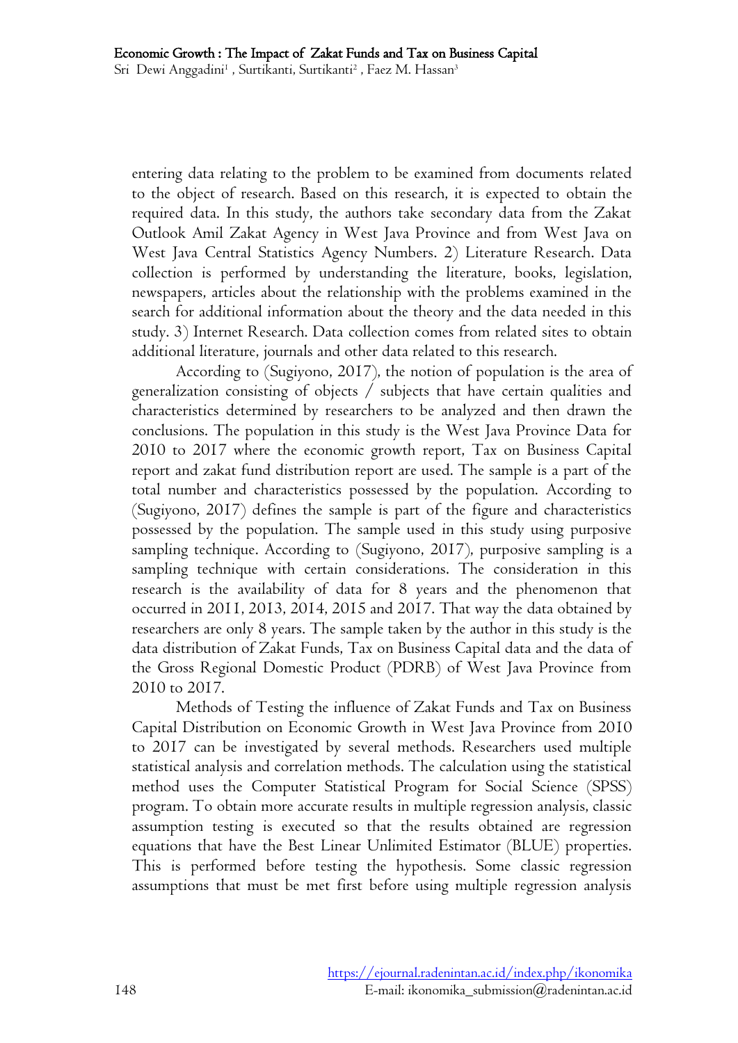entering data relating to the problem to be examined from documents related to the object of research. Based on this research, it is expected to obtain the required data. In this study, the authors take secondary data from the Zakat Outlook Amil Zakat Agency in West Java Province and from West Java on West Java Central Statistics Agency Numbers. 2) Literature Research. Data collection is performed by understanding the literature, books, legislation, newspapers, articles about the relationship with the problems examined in the search for additional information about the theory and the data needed in this study. 3) Internet Research. Data collection comes from related sites to obtain additional literature, journals and other data related to this research.

According to (Sugiyono, 2017), the notion of population is the area of generalization consisting of objects / subjects that have certain qualities and characteristics determined by researchers to be analyzed and then drawn the conclusions. The population in this study is the West Java Province Data for 2010 to 2017 where the economic growth report, Tax on Business Capital report and zakat fund distribution report are used. The sample is a part of the total number and characteristics possessed by the population. According to (Sugiyono, 2017) defines the sample is part of the figure and characteristics possessed by the population. The sample used in this study using purposive sampling technique. According to (Sugiyono, 2017), purposive sampling is a sampling technique with certain considerations. The consideration in this research is the availability of data for 8 years and the phenomenon that occurred in 2011, 2013, 2014, 2015 and 2017. That way the data obtained by researchers are only 8 years. The sample taken by the author in this study is the data distribution of Zakat Funds, Tax on Business Capital data and the data of the Gross Regional Domestic Product (PDRB) of West Java Province from 2010 to 2017.

Methods of Testing the influence of Zakat Funds and Tax on Business Capital Distribution on Economic Growth in West Java Province from 2010 to 2017 can be investigated by several methods. Researchers used multiple statistical analysis and correlation methods. The calculation using the statistical method uses the Computer Statistical Program for Social Science (SPSS) program. To obtain more accurate results in multiple regression analysis, classic assumption testing is executed so that the results obtained are regression equations that have the Best Linear Unlimited Estimator (BLUE) properties. This is performed before testing the hypothesis. Some classic regression assumptions that must be met first before using multiple regression analysis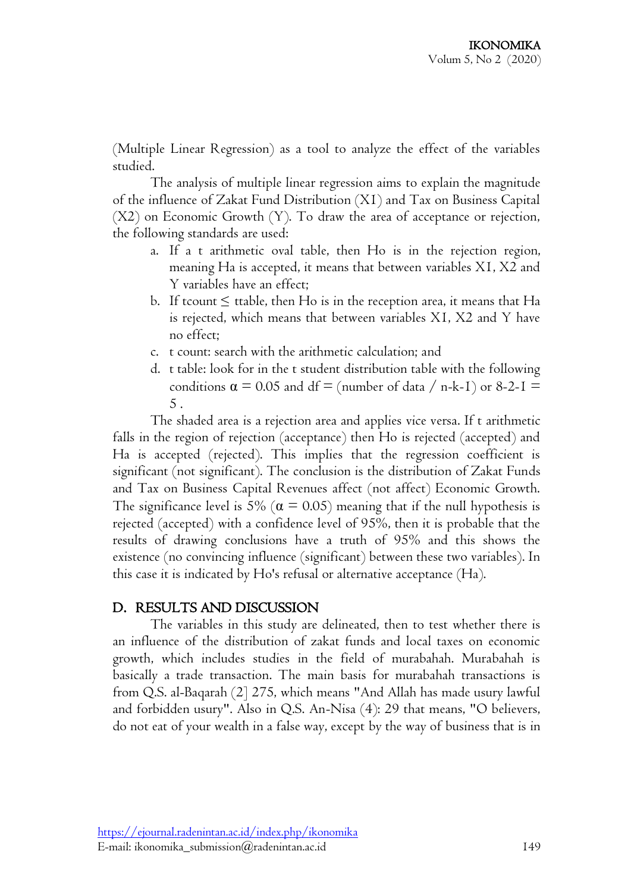(Multiple Linear Regression) as a tool to analyze the effect of the variables studied.

The analysis of multiple linear regression aims to explain the magnitude of the influence of Zakat Fund Distribution (X1) and Tax on Business Capital (X2) on Economic Growth (Y). To draw the area of acceptance or rejection, the following standards are used:

a. If a t arithmetic oval table, then Ho is in the rejection region, meaning Ha is accepted, it means that between variables X1, X2 and Y variables have an effect;
b. If tcount $\leq$ ttable, then Ho is in the reception area, it means that Ha is rejected, which means that between variables X1, X2 and Y have no effect;
c. t count: search with the arithmetic calculation; and
d. t table: look for in the t student distribution table with the following conditions $\alpha = 0.05$ and df = (number of data / n-k-1) or 8-2-1 = 5 .

The shaded area is a rejection area and applies vice versa. If t arithmetic falls in the region of rejection (acceptance) then Ho is rejected (accepted) and Ha is accepted (rejected). This implies that the regression coefficient is significant (not significant). The conclusion is the distribution of Zakat Funds and Tax on Business Capital Revenues affect (not affect) Economic Growth. The significance level is 5% ($\alpha = 0.05$) meaning that if the null hypothesis is rejected (accepted) with a confidence level of 95%, then it is probable that the results of drawing conclusions have a truth of 95% and this shows the existence (no convincing influence (significant) between these two variables). In this case it is indicated by Ho's refusal or alternative acceptance (Ha).

## D. RESULTS AND DISCUSSION

The variables in this study are delineated, then to test whether there is an influence of the distribution of zakat funds and local taxes on economic growth, which includes studies in the field of murabahah. Murabahah is basically a trade transaction. The main basis for murabahah transactions is from Q.S. al-Baqarah (2] 275, which means "And Allah has made usury lawful and forbidden usury". Also in Q.S. An-Nisa (4): 29 that means, "O believers, do not eat of your wealth in a false way, except by the way of business that is in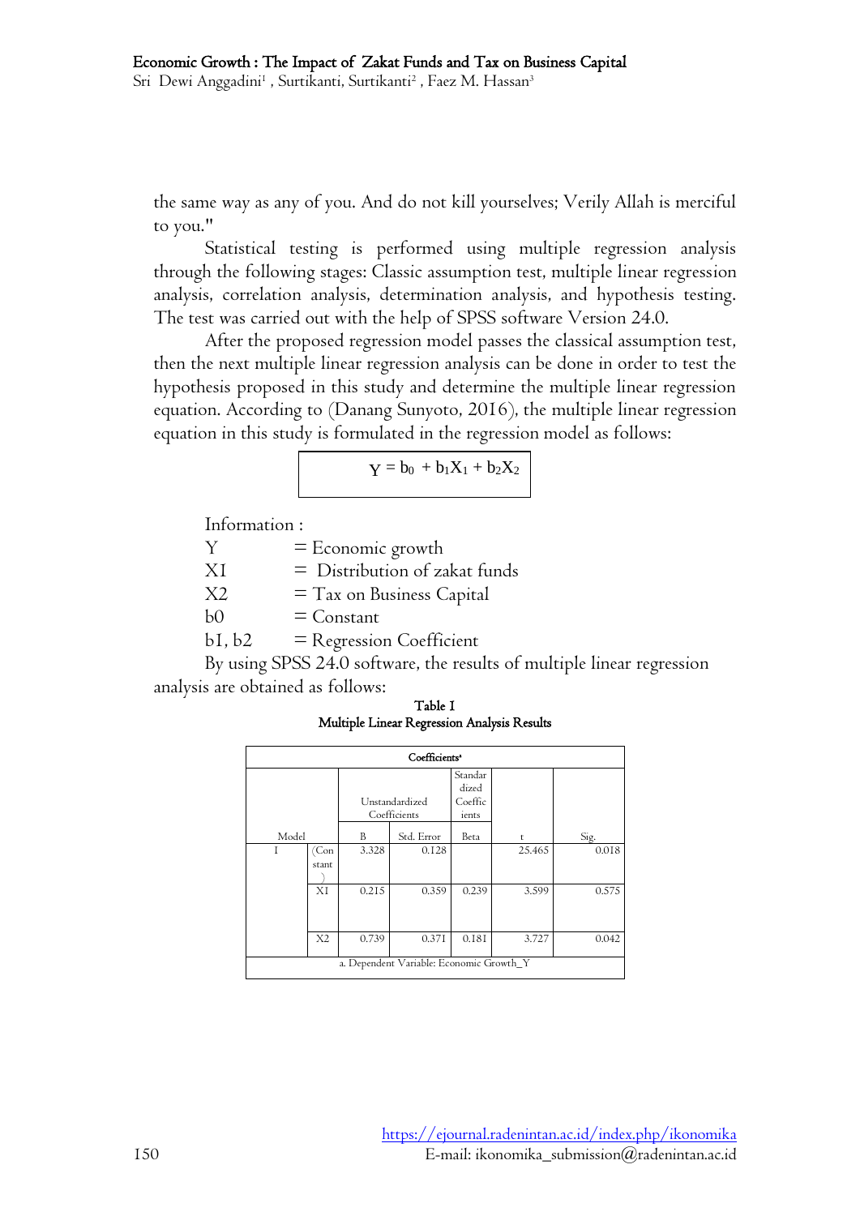the same way as any of you. And do not kill yourselves; Verily Allah is merciful to you."

Statistical testing is performed using multiple regression analysis through the following stages: Classic assumption test, multiple linear regression analysis, correlation analysis, determination analysis, and hypothesis testing. The test was carried out with the help of SPSS software Version 24.0.

After the proposed regression model passes the classical assumption test, then the next multiple linear regression analysis can be done in order to test the hypothesis proposed in this study and determine the multiple linear regression equation. According to (Danang Sunyoto, 2016), the multiple linear regression equation in this study is formulated in the regression model as follows:

$$Y = b_0 + b_1X_1 + b_2X_2$$

Information :

Y = Economic growth
X1 = Distribution of zakat funds
X2 = Tax on Business Capital
b0 = Constant
b1, b2 = Regression Coefficient

By using SPSS 24.0 software, the results of multiple linear regression analysis are obtained as follows:

**Table 1**
**Multiple Linear Regression Analysis Results**

| Coefficients^a | | | | | | |
|---|---|---|---|---|---|---|
| Model | | Unstandardized Coefficients | | Standardized Coefficients | t | Sig. |
| | | B | Std. Error | Beta | | |
| 1 | (Constant) | 3.328 | 0.128 | | 25.465 | 0.018 |
| | X1 | 0.215 | 0.359 | 0.239 | 3.599 | 0.575 |
| | X2 | 0.739 | 0.371 | 0.181 | 3.727 | 0.042 |

a. Dependent Variable: Economic Growth_Y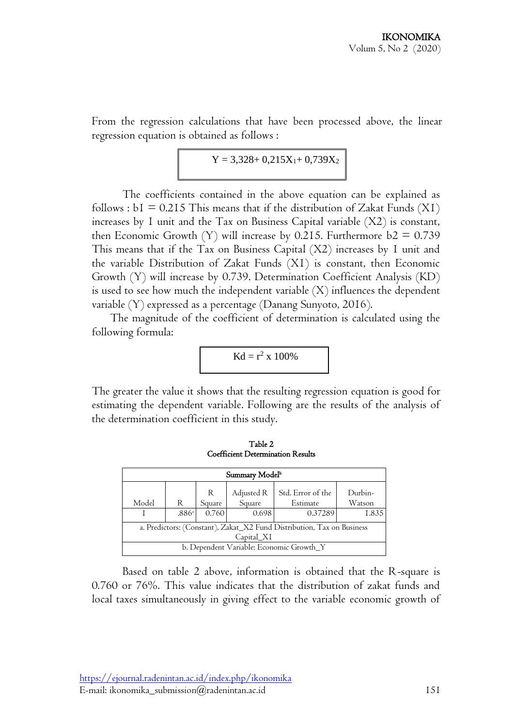From the regression calculations that have been processed above, the linear regression equation is obtained as follows :

$$Y = 3{,}328 + 0{,}215X_1 + 0{,}739X_2$$

The coefficients contained in the above equation can be explained as follows : b1 = 0.215 This means that if the distribution of Zakat Funds (X1) increases by 1 unit and the Tax on Business Capital variable (X2) is constant, then Economic Growth (Y) will increase by 0.215. Furthermore b2 = 0.739 This means that if the Tax on Business Capital (X2) increases by 1 unit and the variable Distribution of Zakat Funds (X1) is constant, then Economic Growth (Y) will increase by 0.739. Determination Coefficient Analysis (KD) is used to see how much the independent variable (X) influences the dependent variable (Y) expressed as a percentage (Danang Sunyoto, 2016).

The magnitude of the coefficient of determination is calculated using the following formula:

$$Kd = r^2 \times 100\%$$

The greater the value it shows that the resulting regression equation is good for estimating the dependent variable. Following are the results of the analysis of the determination coefficient in this study.

**Table 2**
**Coefficient Determination Results**

| Summary Model[b] | | | | | |
|---|---|---|---|---|---|
| Model | R | R Square | Adjusted R Square | Std. Error of the Estimate | Durbin-Watson |
| 1 | .886[a] | 0.760 | 0.698 | 0.37289 | 1.835 |
| a. Predictors: (Constant), Zakat_X2 Fund Distribution, Tax on Business Capital_X1 | | | | | |
| b. Dependent Variable: Economic Growth_Y | | | | | |

Based on table 2 above, information is obtained that the R-square is 0.760 or 76%. This value indicates that the distribution of zakat funds and local taxes simultaneously in giving effect to the variable economic growth of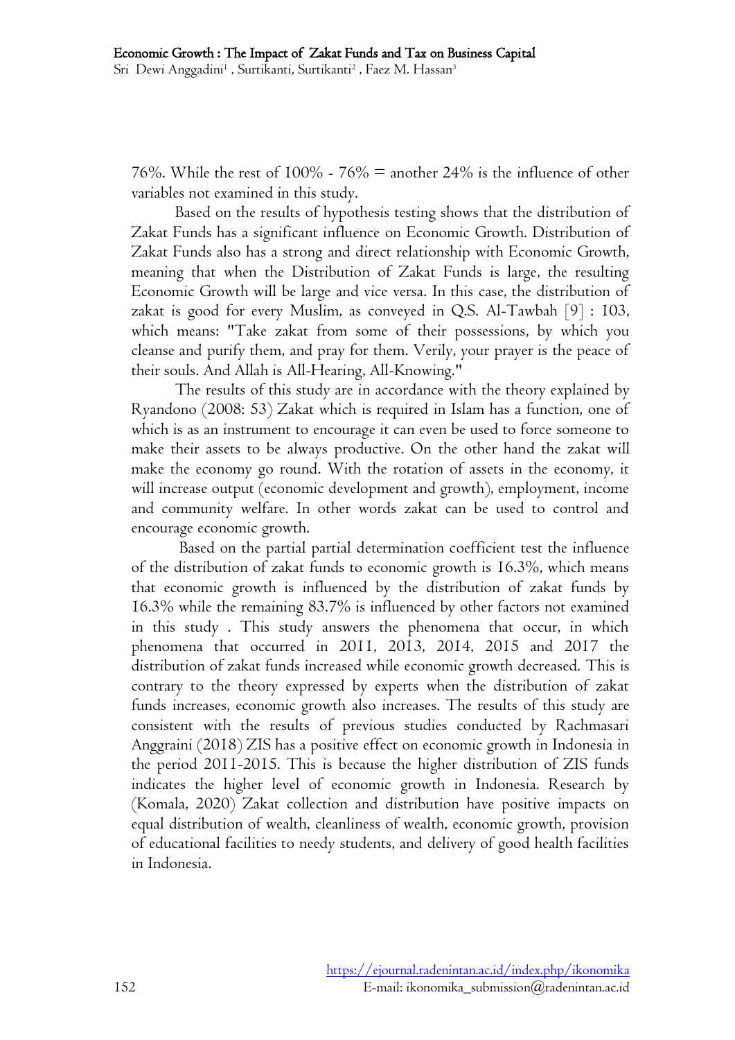76%. While the rest of 100% - 76% = another 24% is the influence of other variables not examined in this study.

Based on the results of hypothesis testing shows that the distribution of Zakat Funds has a significant influence on Economic Growth. Distribution of Zakat Funds also has a strong and direct relationship with Economic Growth, meaning that when the Distribution of Zakat Funds is large, the resulting Economic Growth will be large and vice versa. In this case, the distribution of zakat is good for every Muslim, as conveyed in Q.S. Al-Tawbah [9] : 103, which means: "Take zakat from some of their possessions, by which you cleanse and purify them, and pray for them. Verily, your prayer is the peace of their souls. And Allah is All-Hearing, All-Knowing."

The results of this study are in accordance with the theory explained by Ryandono (2008: 53) Zakat which is required in Islam has a function, one of which is as an instrument to encourage it can even be used to force someone to make their assets to be always productive. On the other hand the zakat will make the economy go round. With the rotation of assets in the economy, it will increase output (economic development and growth), employment, income and community welfare. In other words zakat can be used to control and encourage economic growth.

Based on the partial partial determination coefficient test the influence of the distribution of zakat funds to economic growth is 16.3%, which means that economic growth is influenced by the distribution of zakat funds by 16.3% while the remaining 83.7% is influenced by other factors not examined in this study . This study answers the phenomena that occur, in which phenomena that occurred in 2011, 2013, 2014, 2015 and 2017 the distribution of zakat funds increased while economic growth decreased. This is contrary to the theory expressed by experts when the distribution of zakat funds increases, economic growth also increases. The results of this study are consistent with the results of previous studies conducted by Rachmasari Anggraini (2018) ZIS has a positive effect on economic growth in Indonesia in the period 2011-2015. This is because the higher distribution of ZIS funds indicates the higher level of economic growth in Indonesia. Research by (Komala, 2020) Zakat collection and distribution have positive impacts on equal distribution of wealth, cleanliness of wealth, economic growth, provision of educational facilities to needy students, and delivery of good health facilities in Indonesia.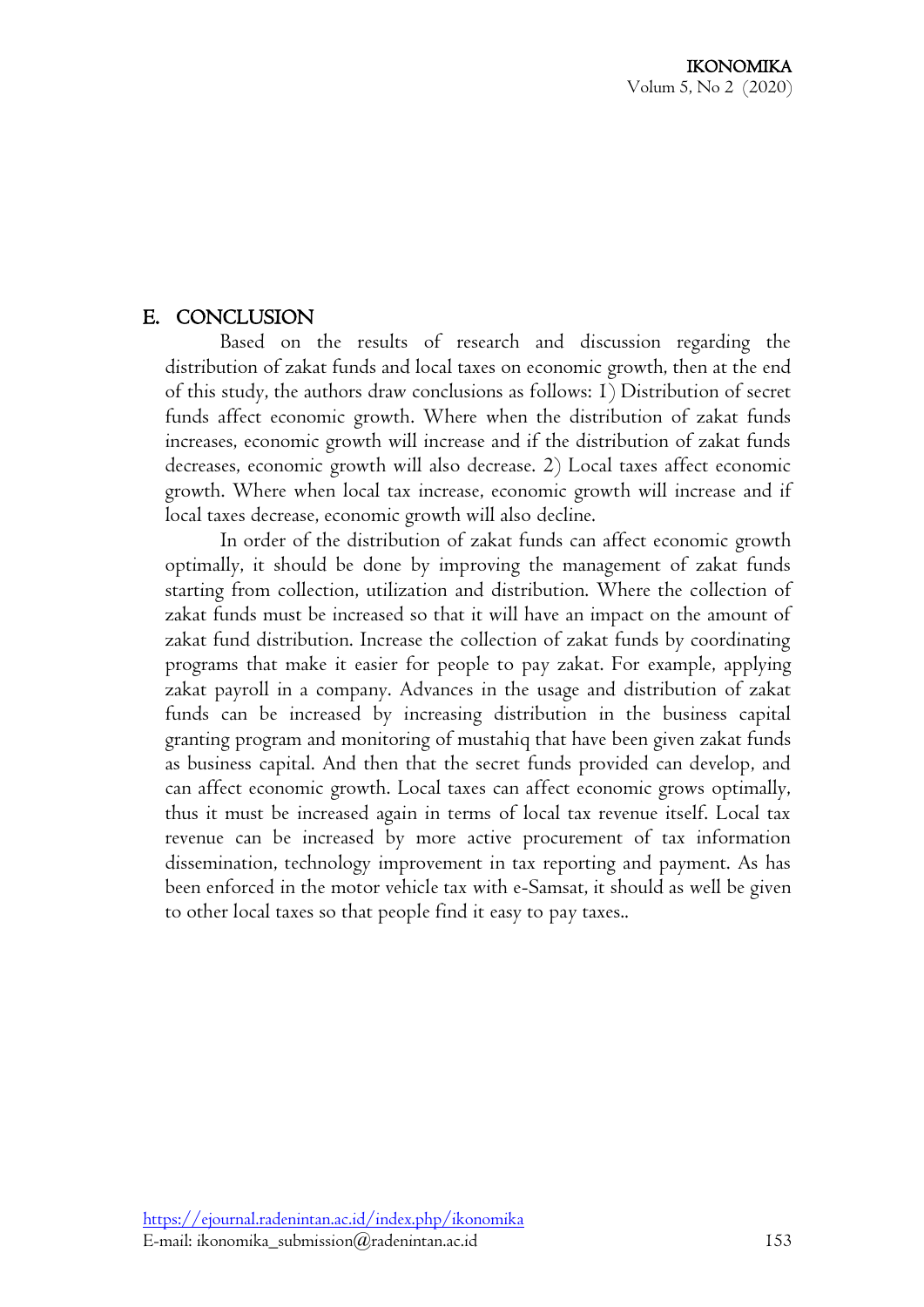## E. CONCLUSION

Based on the results of research and discussion regarding the distribution of zakat funds and local taxes on economic growth, then at the end of this study, the authors draw conclusions as follows: 1) Distribution of secret funds affect economic growth. Where when the distribution of zakat funds increases, economic growth will increase and if the distribution of zakat funds decreases, economic growth will also decrease. 2) Local taxes affect economic growth. Where when local tax increase, economic growth will increase and if local taxes decrease, economic growth will also decline.

In order of the distribution of zakat funds can affect economic growth optimally, it should be done by improving the management of zakat funds starting from collection, utilization and distribution. Where the collection of zakat funds must be increased so that it will have an impact on the amount of zakat fund distribution. Increase the collection of zakat funds by coordinating programs that make it easier for people to pay zakat. For example, applying zakat payroll in a company. Advances in the usage and distribution of zakat funds can be increased by increasing distribution in the business capital granting program and monitoring of mustahiq that have been given zakat funds as business capital. And then that the secret funds provided can develop, and can affect economic growth. Local taxes can affect economic grows optimally, thus it must be increased again in terms of local tax revenue itself. Local tax revenue can be increased by more active procurement of tax information dissemination, technology improvement in tax reporting and payment. As has been enforced in the motor vehicle tax with e-Samsat, it should as well be given to other local taxes so that people find it easy to pay taxes..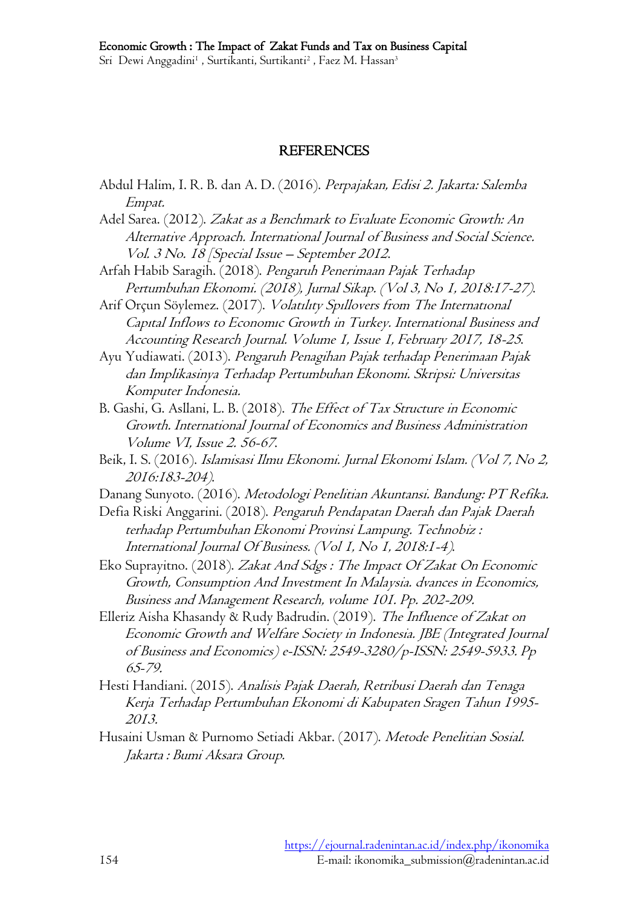## REFERENCES

Abdul Halim, I. R. B. dan A. D. (2016). *Perpajakan, Edisi 2. Jakarta: Salemba Empat.*

Adel Sarea. (2012). *Zakat as a Benchmark to Evaluate Economic Growth: An Alternative Approach. International Journal of Business and Social Science. Vol. 3 No. 18 [Special Issue – September 2012.*

Arfah Habib Saragih. (2018). *Pengaruh Penerimaan Pajak Terhadap Pertumbuhan Ekonomi. (2018), Jurnal Sikap. (Vol 3, No 1, 2018:17-27).*

Arif Orçun Söylemez. (2017). *Volatılıty Spıllovers from The Internatıonal Capıtal Inflows to Economıc Growth in Turkey. International Business and Accounting Research Journal. Volume 1, Issue 1, February 2017, 18-25.*

Ayu Yudiawati. (2013). *Pengaruh Penagihan Pajak terhadap Penerimaan Pajak dan Implikasinya Terhadap Pertumbuhan Ekonomi. Skripsi: Universitas Komputer Indonesia.*

B. Gashi, G. Asllani, L. B. (2018). *The Effect of Tax Structure in Economic Growth. International Journal of Economics and Business Administration Volume VI, Issue 2. 56-67.*

Beik, I. S. (2016). *Islamisasi Ilmu Ekonomi. Jurnal Ekonomi Islam. (Vol 7, No 2, 2016:183-204).*

Danang Sunyoto. (2016). *Metodologi Penelitian Akuntansi. Bandung: PT Refika.*

Defia Riski Anggarini. (2018). *Pengaruh Pendapatan Daerah dan Pajak Daerah terhadap Pertumbuhan Ekonomi Provinsi Lampung. Technobiz : International Journal Of Business. (Vol 1, No 1, 2018:1-4).*

Eko Suprayitno. (2018). *Zakat And Sdgs : The Impact Of Zakat On Economic Growth, Consumption And Investment In Malaysia. dvances in Economics, Business and Management Research, volume 101. Pp. 202-209.*

Elleriz Aisha Khasandy & Rudy Badrudin. (2019). *The Influence of Zakat on Economic Growth and Welfare Society in Indonesia. JBE (Integrated Journal of Business and Economics) e-ISSN: 2549-3280/p-ISSN: 2549-5933. Pp 65-79.*

Hesti Handiani. (2015). *Analisis Pajak Daerah, Retribusi Daerah dan Tenaga Kerja Terhadap Pertumbuhan Ekonomi di Kabupaten Sragen Tahun 1995-2013.*

Husaini Usman & Purnomo Setiadi Akbar. (2017). *Metode Penelitian Sosial. Jakarta : Bumi Aksara Group.*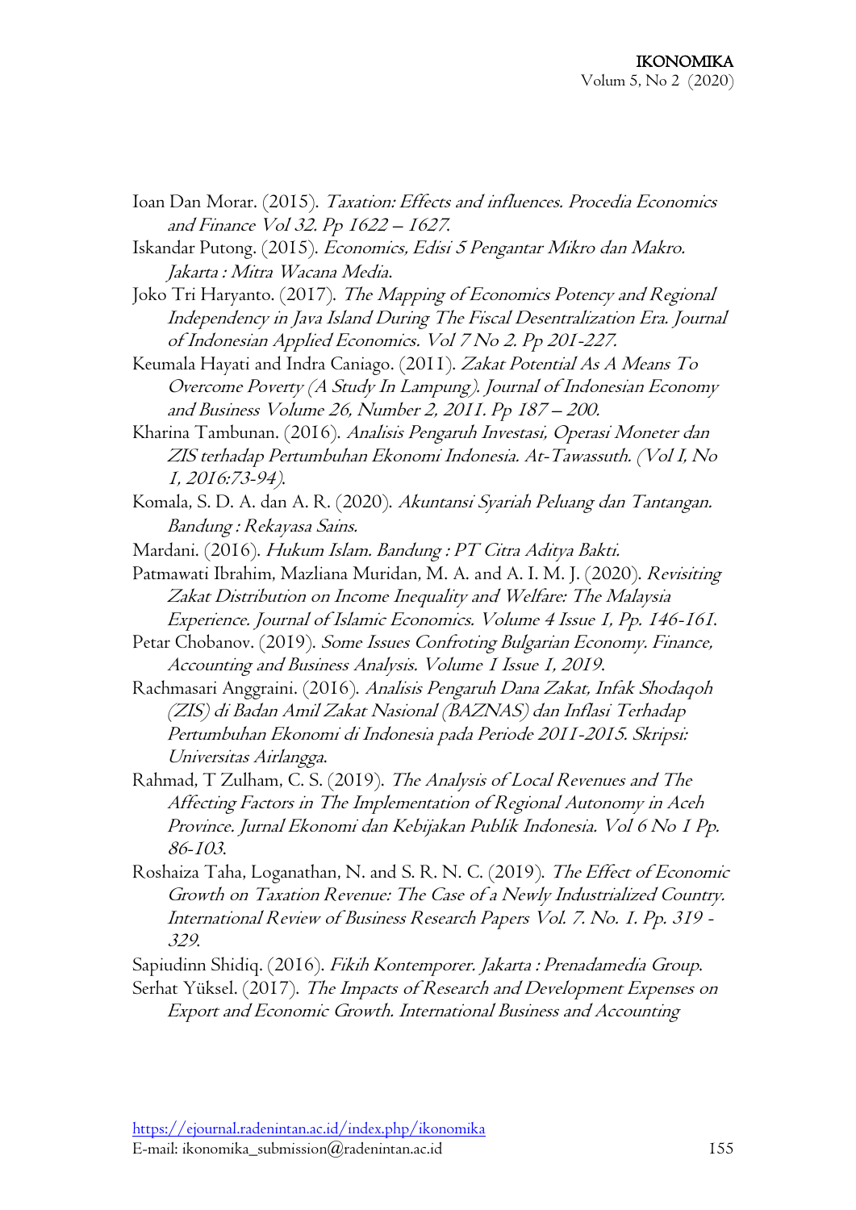Ioan Dan Morar. (2015). *Taxation: Effects and influences. Procedia Economics and Finance Vol 32. Pp 1622 – 1627.*

Iskandar Putong. (2015). *Economics, Edisi 5 Pengantar Mikro dan Makro. Jakarta : Mitra Wacana Media.*

Joko Tri Haryanto. (2017). *The Mapping of Economics Potency and Regional Independency in Java Island During The Fiscal Desentralization Era. Journal of Indonesian Applied Economics. Vol 7 No 2. Pp 201-227.*

Keumala Hayati and Indra Caniago. (2011). *Zakat Potential As A Means To Overcome Poverty (A Study In Lampung). Journal of Indonesian Economy and Business Volume 26, Number 2, 2011. Pp 187 – 200.*

Kharina Tambunan. (2016). *Analisis Pengaruh Investasi, Operasi Moneter dan ZIS terhadap Pertumbuhan Ekonomi Indonesia. At-Tawassuth. (Vol I, No 1, 2016:73-94).*

Komala, S. D. A. dan A. R. (2020). *Akuntansi Syariah Peluang dan Tantangan. Bandung : Rekayasa Sains.*

Mardani. (2016). *Hukum Islam. Bandung : PT Citra Aditya Bakti.*

Patmawati Ibrahim, Mazliana Muridan, M. A. and A. I. M. J. (2020). *Revisiting Zakat Distribution on Income Inequality and Welfare: The Malaysia Experience. Journal of Islamic Economics. Volume 4 Issue 1, Pp. 146-161.*

Petar Chobanov. (2019). *Some Issues Confroting Bulgarian Economy. Finance, Accounting and Business Analysis. Volume 1 Issue 1, 2019.*

Rachmasari Anggraini. (2016). *Analisis Pengaruh Dana Zakat, Infak Shodaqoh (ZIS) di Badan Amil Zakat Nasional (BAZNAS) dan Inflasi Terhadap Pertumbuhan Ekonomi di Indonesia pada Periode 2011-2015. Skripsi: Universitas Airlangga.*

Rahmad, T Zulham, C. S. (2019). *The Analysis of Local Revenues and The Affecting Factors in The Implementation of Regional Autonomy in Aceh Province. Jurnal Ekonomi dan Kebijakan Publik Indonesia. Vol 6 No 1 Pp. 86-103.*

Roshaiza Taha, Loganathan, N. and S. R. N. C. (2019). *The Effect of Economic Growth on Taxation Revenue: The Case of a Newly Industrialized Country. International Review of Business Research Papers Vol. 7. No. 1. Pp. 319 - 329.*

Sapiudinn Shidiq. (2016). *Fikih Kontemporer. Jakarta : Prenadamedia Group.*

Serhat Yüksel. (2017). *The Impacts of Research and Development Expenses on Export and Economic Growth. International Business and Accounting*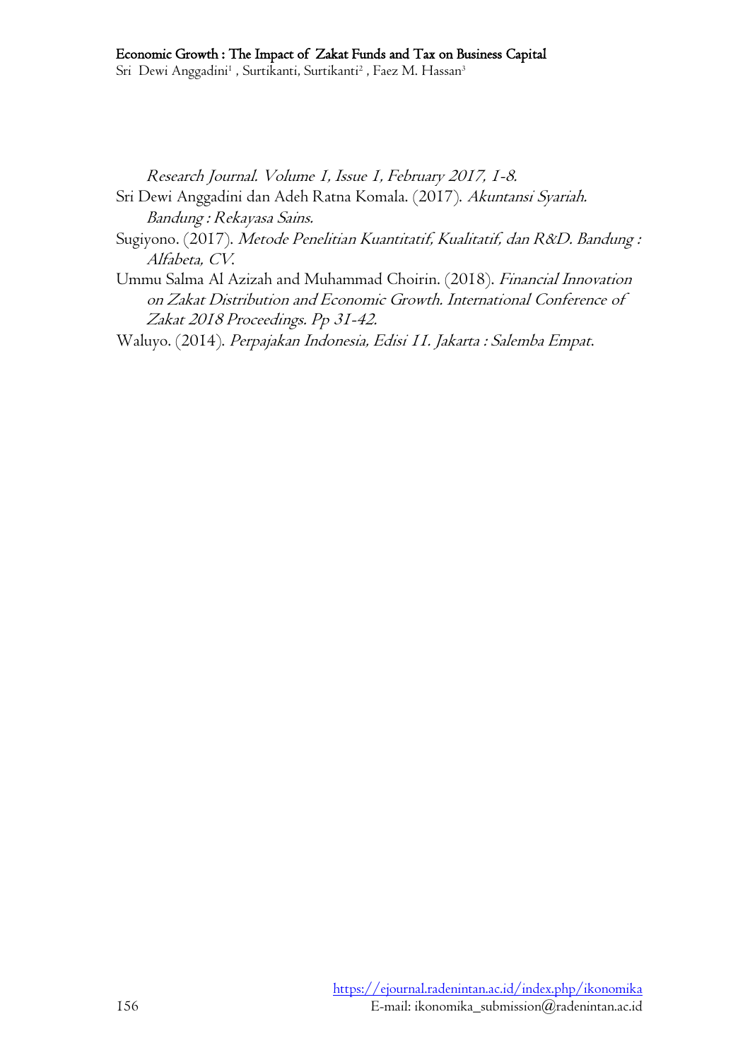*Research Journal. Volume 1, Issue 1, February 2017, 1-8.*

Sri Dewi Anggadini dan Adeh Ratna Komala. (2017). *Akuntansi Syariah. Bandung : Rekayasa Sains.*

Sugiyono. (2017). *Metode Penelitian Kuantitatif, Kualitatif, dan R&D. Bandung : Alfabeta, CV.*

Ummu Salma Al Azizah and Muhammad Choirin. (2018). *Financial Innovation on Zakat Distribution and Economic Growth. International Conference of Zakat 2018 Proceedings. Pp 31-42.*

Waluyo. (2014). *Perpajakan Indonesia, Edisi 11. Jakarta : Salemba Empat.*